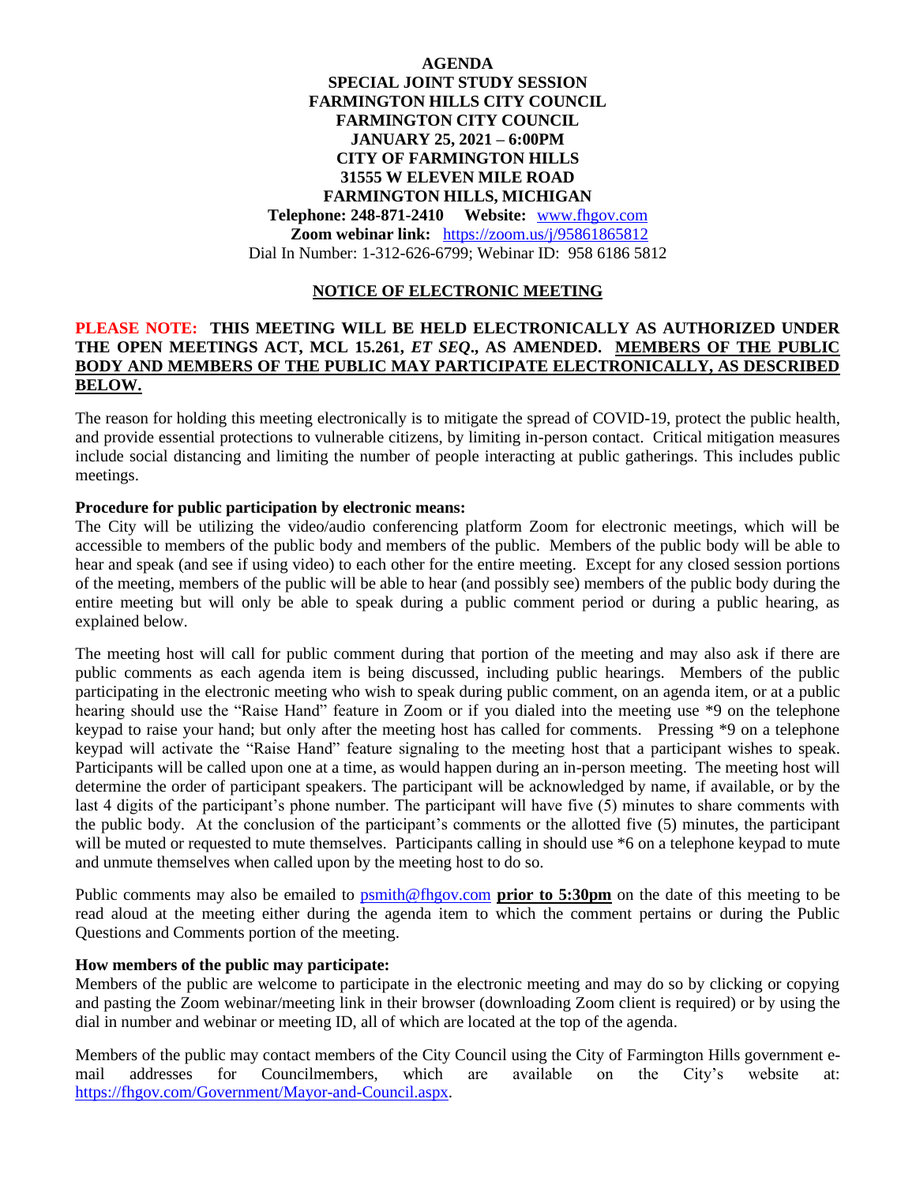# AGENDA
## SPECIAL JOINT STUDY SESSION
## FARMINGTON HILLS CITY COUNCIL
## FARMINGTON CITY COUNCIL
**JANUARY 25, 2021 – 6:00PM**
**CITY OF FARMINGTON HILLS**
**31555 W ELEVEN MILE ROAD**
**FARMINGTON HILLS, MICHIGAN**
**Telephone: 248-871-2410 Website:** www.fhgov.com
**Zoom webinar link:** https://zoom.us/j/95861865812
Dial In Number: 1-312-626-6799; Webinar ID: 958 6186 5812

## NOTICE OF ELECTRONIC MEETING

**PLEASE NOTE: THIS MEETING WILL BE HELD ELECTRONICALLY AS AUTHORIZED UNDER THE OPEN MEETINGS ACT, MCL 15.261, *ET SEQ*., AS AMENDED. MEMBERS OF THE PUBLIC BODY AND MEMBERS OF THE PUBLIC MAY PARTICIPATE ELECTRONICALLY, AS DESCRIBED BELOW.**

The reason for holding this meeting electronically is to mitigate the spread of COVID-19, protect the public health, and provide essential protections to vulnerable citizens, by limiting in-person contact. Critical mitigation measures include social distancing and limiting the number of people interacting at public gatherings. This includes public meetings.

**Procedure for public participation by electronic means:**

The City will be utilizing the video/audio conferencing platform Zoom for electronic meetings, which will be accessible to members of the public body and members of the public. Members of the public body will be able to hear and speak (and see if using video) to each other for the entire meeting. Except for any closed session portions of the meeting, members of the public will be able to hear (and possibly see) members of the public body during the entire meeting but will only be able to speak during a public comment period or during a public hearing, as explained below.

The meeting host will call for public comment during that portion of the meeting and may also ask if there are public comments as each agenda item is being discussed, including public hearings. Members of the public participating in the electronic meeting who wish to speak during public comment, on an agenda item, or at a public hearing should use the "Raise Hand" feature in Zoom or if you dialed into the meeting use *9 on the telephone keypad to raise your hand; but only after the meeting host has called for comments. Pressing *9 on a telephone keypad will activate the "Raise Hand" feature signaling to the meeting host that a participant wishes to speak. Participants will be called upon one at a time, as would happen during an in-person meeting. The meeting host will determine the order of participant speakers. The participant will be acknowledged by name, if available, or by the last 4 digits of the participant's phone number. The participant will have five (5) minutes to share comments with the public body. At the conclusion of the participant's comments or the allotted five (5) minutes, the participant will be muted or requested to mute themselves. Participants calling in should use *6 on a telephone keypad to mute and unmute themselves when called upon by the meeting host to do so.

Public comments may also be emailed to psmith@fhgov.com **prior to 5:30pm** on the date of this meeting to be read aloud at the meeting either during the agenda item to which the comment pertains or during the Public Questions and Comments portion of the meeting.

**How members of the public may participate:**

Members of the public are welcome to participate in the electronic meeting and may do so by clicking or copying and pasting the Zoom webinar/meeting link in their browser (downloading Zoom client is required) or by using the dial in number and webinar or meeting ID, all of which are located at the top of the agenda.

Members of the public may contact members of the City Council using the City of Farmington Hills government e-mail addresses for Councilmembers, which are available on the City's website at: https://fhgov.com/Government/Mayor-and-Council.aspx.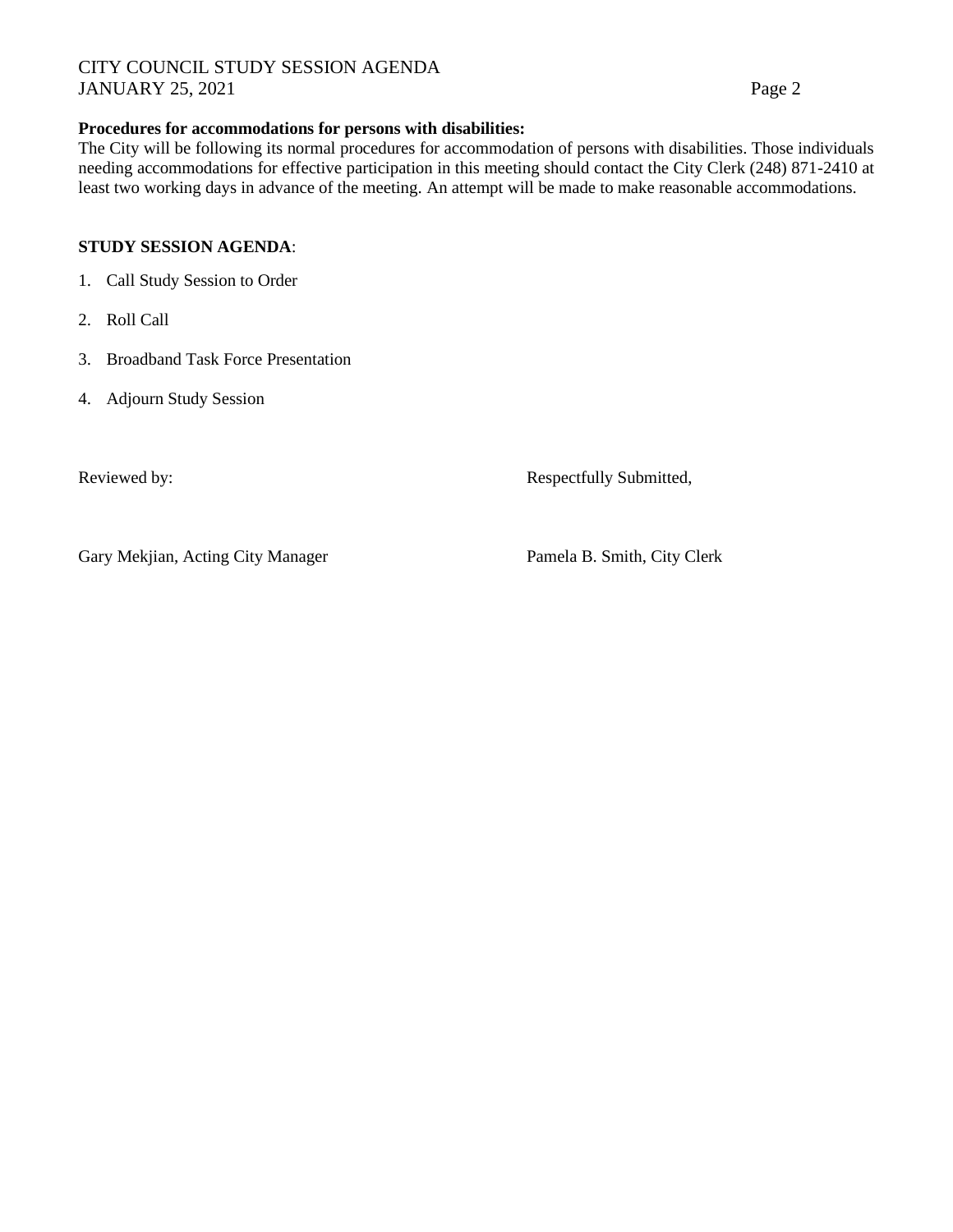**Procedures for accommodations for persons with disabilities:**
The City will be following its normal procedures for accommodation of persons with disabilities. Those individuals needing accommodations for effective participation in this meeting should contact the City Clerk (248) 871-2410 at least two working days in advance of the meeting. An attempt will be made to make reasonable accommodations.

**STUDY SESSION AGENDA**:

1. Call Study Session to Order
2. Roll Call
3. Broadband Task Force Presentation
4. Adjourn Study Session

Reviewed by:

Gary Mekjian, Acting City Manager

Respectfully Submitted,

Pamela B. Smith, City Clerk